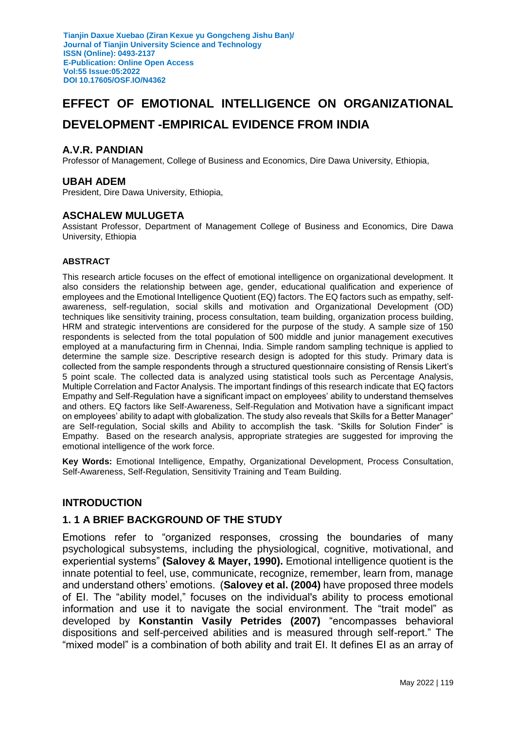# EFFECT OF EMOTIONAL INTELLIGENCE ON ORGANIZATIONAL DEVELOPMENT -EMPIRICAL EVIDENCE FROM INDIA

### A.V.R. PANDIAN

Professor of Management, College of Business and Economics, Dire Dawa University, Ethiopia,

### UBAH ADEM

President, Dire Dawa University, Ethiopia,

### ASCHALEW MULUGETA

Assistant Professor, Department of Management College of Business and Economics, Dire Dawa University, Ethiopia

#### ABSTRACT

This research article focuses on the effect of emotional intelligence on organizational development. It also considers the relationship between age, gender, educational qualification and experience of employees and the Emotional Intelligence Quotient (EQ) factors. The EQ factors such as empathy, self-awareness, self-regulation, social skills and motivation and Organizational Development (OD) techniques like sensitivity training, process consultation, team building, organization process building, HRM and strategic interventions are considered for the purpose of the study. A sample size of 150 respondents is selected from the total population of 500 middle and junior management executives employed at a manufacturing firm in Chennai, India. Simple random sampling technique is applied to determine the sample size. Descriptive research design is adopted for this study. Primary data is collected from the sample respondents through a structured questionnaire consisting of Rensis Likert's 5 point scale. The collected data is analyzed using statistical tools such as Percentage Analysis, Multiple Correlation and Factor Analysis. The important findings of this research indicate that EQ factors Empathy and Self-Regulation have a significant impact on employees' ability to understand themselves and others. EQ factors like Self-Awareness, Self-Regulation and Motivation have a significant impact on employees' ability to adapt with globalization. The study also reveals that Skills for a Better Manager" are Self-regulation, Social skills and Ability to accomplish the task. "Skills for Solution Finder" is Empathy. Based on the research analysis, appropriate strategies are suggested for improving the emotional intelligence of the work force.

**Key Words:** Emotional Intelligence, Empathy, Organizational Development, Process Consultation, Self-Awareness, Self-Regulation, Sensitivity Training and Team Building.

## INTRODUCTION

### 1. 1 A BRIEF BACKGROUND OF THE STUDY

Emotions refer to "organized responses, crossing the boundaries of many psychological subsystems, including the physiological, cognitive, motivational, and experiential systems" **(Salovey & Mayer, 1990).** Emotional intelligence quotient is the innate potential to feel, use, communicate, recognize, remember, learn from, manage and understand others' emotions. (**Salovey et al. (2004)** have proposed three models of EI. The "ability model," focuses on the individual's ability to process emotional information and use it to navigate the social environment. The "trait model" as developed by **Konstantin Vasily Petrides (2007)** "encompasses behavioral dispositions and self-perceived abilities and is measured through self-report." The "mixed model" is a combination of both ability and trait EI. It defines EI as an array of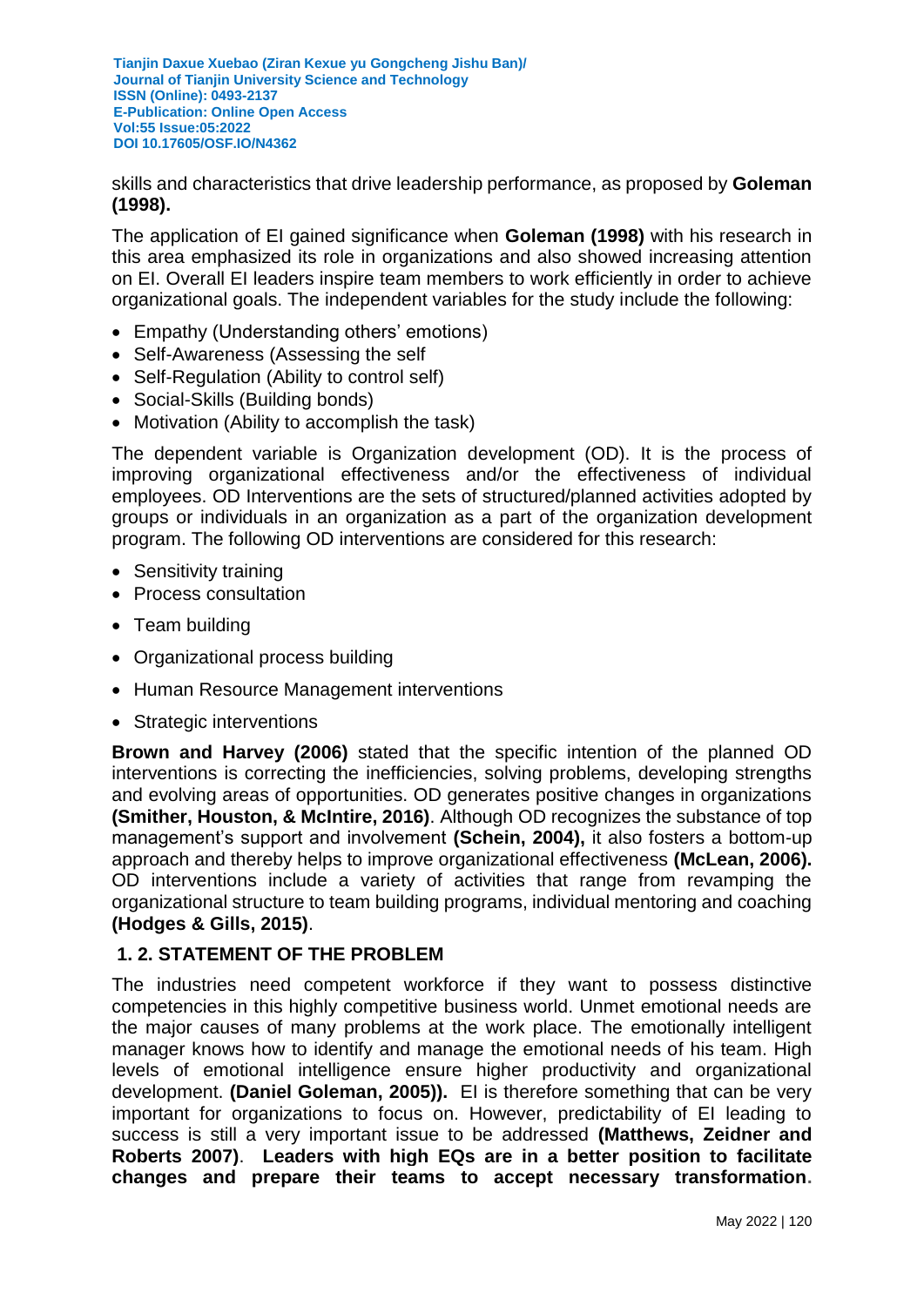skills and characteristics that drive leadership performance, as proposed by **Goleman (1998).**

The application of EI gained significance when **Goleman (1998)** with his research in this area emphasized its role in organizations and also showed increasing attention on EI. Overall EI leaders inspire team members to work efficiently in order to achieve organizational goals. The independent variables for the study include the following:

- Empathy (Understanding others' emotions)
- Self-Awareness (Assessing the self
- Self-Regulation (Ability to control self)
- Social-Skills (Building bonds)
- Motivation (Ability to accomplish the task)

The dependent variable is Organization development (OD). It is the process of improving organizational effectiveness and/or the effectiveness of individual employees. OD Interventions are the sets of structured/planned activities adopted by groups or individuals in an organization as a part of the organization development program. The following OD interventions are considered for this research:

- Sensitivity training
- Process consultation
- Team building
- Organizational process building
- Human Resource Management interventions
- Strategic interventions

**Brown and Harvey (2006)** stated that the specific intention of the planned OD interventions is correcting the inefficiencies, solving problems, developing strengths and evolving areas of opportunities. OD generates positive changes in organizations **(Smither, Houston, & McIntire, 2016)**. Although OD recognizes the substance of top management's support and involvement **(Schein, 2004),** it also fosters a bottom-up approach and thereby helps to improve organizational effectiveness **(McLean, 2006).** OD interventions include a variety of activities that range from revamping the organizational structure to team building programs, individual mentoring and coaching **(Hodges & Gills, 2015)**.

## 1. 2. STATEMENT OF THE PROBLEM

The industries need competent workforce if they want to possess distinctive competencies in this highly competitive business world. Unmet emotional needs are the major causes of many problems at the work place. The emotionally intelligent manager knows how to identify and manage the emotional needs of his team. High levels of emotional intelligence ensure higher productivity and organizational development. **(Daniel Goleman, 2005)).** EI is therefore something that can be very important for organizations to focus on. However, predictability of EI leading to success is still a very important issue to be addressed **(Matthews, Zeidner and Roberts 2007)**. **Leaders with high EQs are in a better position to facilitate changes and prepare their teams to accept necessary transformation.**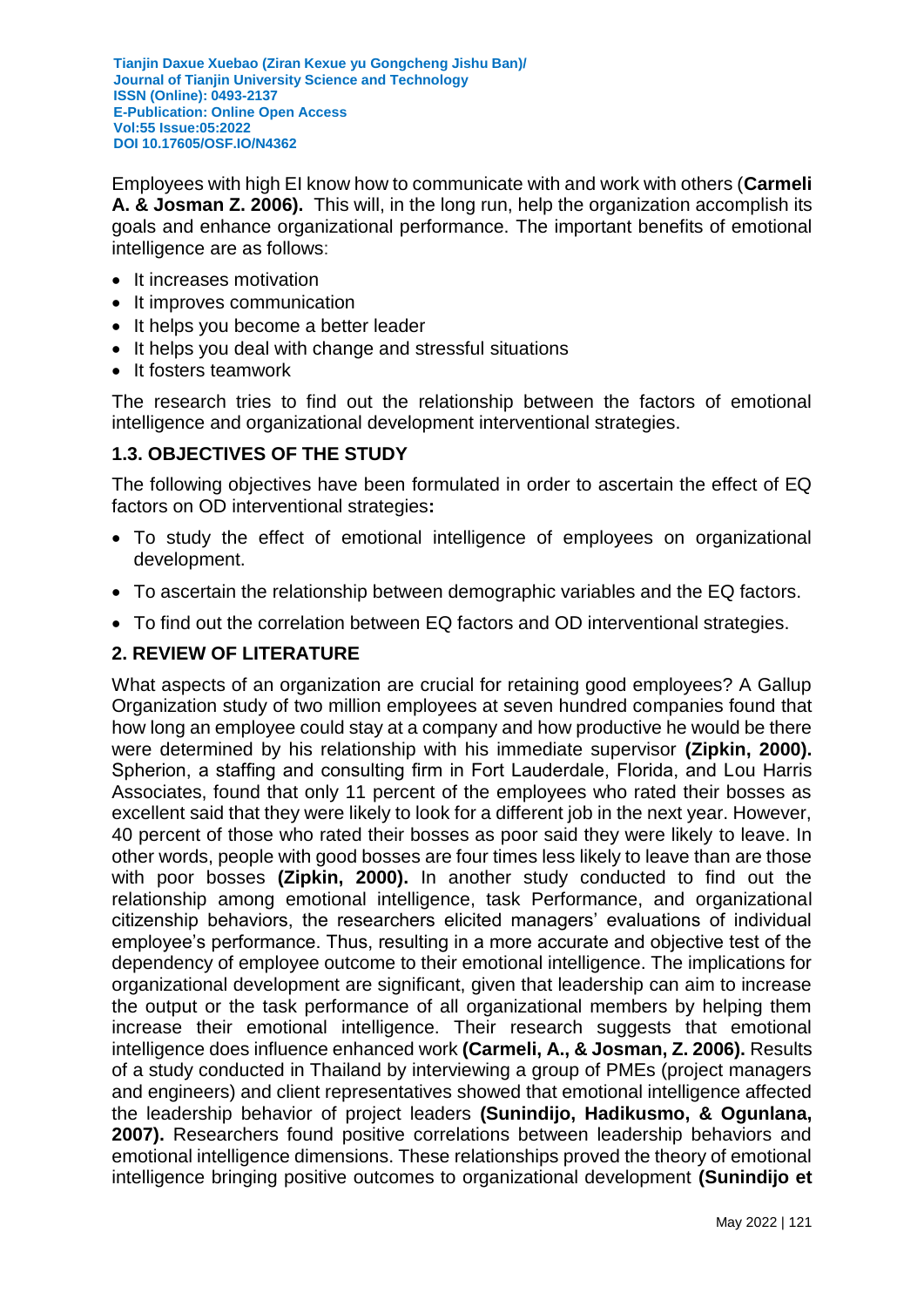Employees with high EI know how to communicate with and work with others (**Carmeli A. & Josman Z. 2006).** This will, in the long run, help the organization accomplish its goals and enhance organizational performance. The important benefits of emotional intelligence are as follows:

- It increases motivation
- It improves communication
- It helps you become a better leader
- It helps you deal with change and stressful situations
- It fosters teamwork

The research tries to find out the relationship between the factors of emotional intelligence and organizational development interventional strategies.

### 1.3. OBJECTIVES OF THE STUDY

The following objectives have been formulated in order to ascertain the effect of EQ factors on OD interventional strategies**:**

- To study the effect of emotional intelligence of employees on organizational development.
- To ascertain the relationship between demographic variables and the EQ factors.
- To find out the correlation between EQ factors and OD interventional strategies.

## 2. REVIEW OF LITERATURE

What aspects of an organization are crucial for retaining good employees? A Gallup Organization study of two million employees at seven hundred companies found that how long an employee could stay at a company and how productive he would be there were determined by his relationship with his immediate supervisor **(Zipkin, 2000).** Spherion, a staffing and consulting firm in Fort Lauderdale, Florida, and Lou Harris Associates, found that only 11 percent of the employees who rated their bosses as excellent said that they were likely to look for a different job in the next year. However, 40 percent of those who rated their bosses as poor said they were likely to leave. In other words, people with good bosses are four times less likely to leave than are those with poor bosses **(Zipkin, 2000).** In another study conducted to find out the relationship among emotional intelligence, task Performance, and organizational citizenship behaviors, the researchers elicited managers' evaluations of individual employee's performance. Thus, resulting in a more accurate and objective test of the dependency of employee outcome to their emotional intelligence. The implications for organizational development are significant, given that leadership can aim to increase the output or the task performance of all organizational members by helping them increase their emotional intelligence. Their research suggests that emotional intelligence does influence enhanced work **(Carmeli, A., & Josman, Z. 2006).** Results of a study conducted in Thailand by interviewing a group of PMEs (project managers and engineers) and client representatives showed that emotional intelligence affected the leadership behavior of project leaders **(Sunindijo, Hadikusmo, & Ogunlana, 2007).** Researchers found positive correlations between leadership behaviors and emotional intelligence dimensions. These relationships proved the theory of emotional intelligence bringing positive outcomes to organizational development **(Sunindijo et**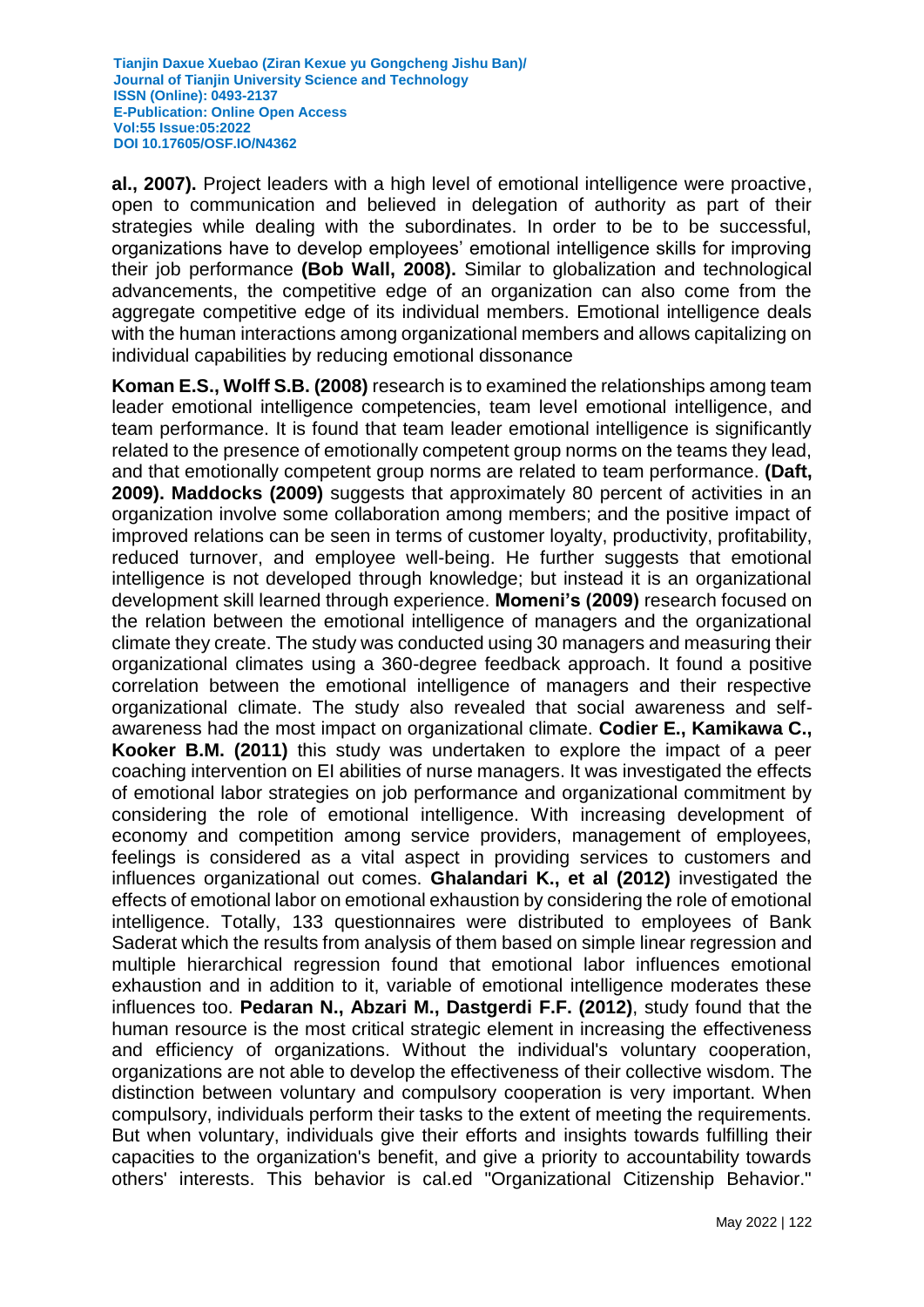**al., 2007).** Project leaders with a high level of emotional intelligence were proactive, open to communication and believed in delegation of authority as part of their strategies while dealing with the subordinates. In order to be to be successful, organizations have to develop employees' emotional intelligence skills for improving their job performance **(Bob Wall, 2008).** Similar to globalization and technological advancements, the competitive edge of an organization can also come from the aggregate competitive edge of its individual members. Emotional intelligence deals with the human interactions among organizational members and allows capitalizing on individual capabilities by reducing emotional dissonance

**Koman E.S., Wolff S.B. (2008)** research is to examined the relationships among team leader emotional intelligence competencies, team level emotional intelligence, and team performance. It is found that team leader emotional intelligence is significantly related to the presence of emotionally competent group norms on the teams they lead, and that emotionally competent group norms are related to team performance. **(Daft, 2009). Maddocks (2009)** suggests that approximately 80 percent of activities in an organization involve some collaboration among members; and the positive impact of improved relations can be seen in terms of customer loyalty, productivity, profitability, reduced turnover, and employee well-being. He further suggests that emotional intelligence is not developed through knowledge; but instead it is an organizational development skill learned through experience. **Momeni's (2009)** research focused on the relation between the emotional intelligence of managers and the organizational climate they create. The study was conducted using 30 managers and measuring their organizational climates using a 360-degree feedback approach. It found a positive correlation between the emotional intelligence of managers and their respective organizational climate. The study also revealed that social awareness and self-awareness had the most impact on organizational climate. **Codier E., Kamikawa C., Kooker B.M. (2011)** this study was undertaken to explore the impact of a peer coaching intervention on EI abilities of nurse managers. It was investigated the effects of emotional labor strategies on job performance and organizational commitment by considering the role of emotional intelligence. With increasing development of economy and competition among service providers, management of employees, feelings is considered as a vital aspect in providing services to customers and influences organizational out comes. **Ghalandari K., et al (2012)** investigated the effects of emotional labor on emotional exhaustion by considering the role of emotional intelligence. Totally, 133 questionnaires were distributed to employees of Bank Saderat which the results from analysis of them based on simple linear regression and multiple hierarchical regression found that emotional labor influences emotional exhaustion and in addition to it, variable of emotional intelligence moderates these influences too. **Pedaran N., Abzari M., Dastgerdi F.F. (2012)**, study found that the human resource is the most critical strategic element in increasing the effectiveness and efficiency of organizations. Without the individual's voluntary cooperation, organizations are not able to develop the effectiveness of their collective wisdom. The distinction between voluntary and compulsory cooperation is very important. When compulsory, individuals perform their tasks to the extent of meeting the requirements. But when voluntary, individuals give their efforts and insights towards fulfilling their capacities to the organization's benefit, and give a priority to accountability towards others' interests. This behavior is cal.ed "Organizational Citizenship Behavior."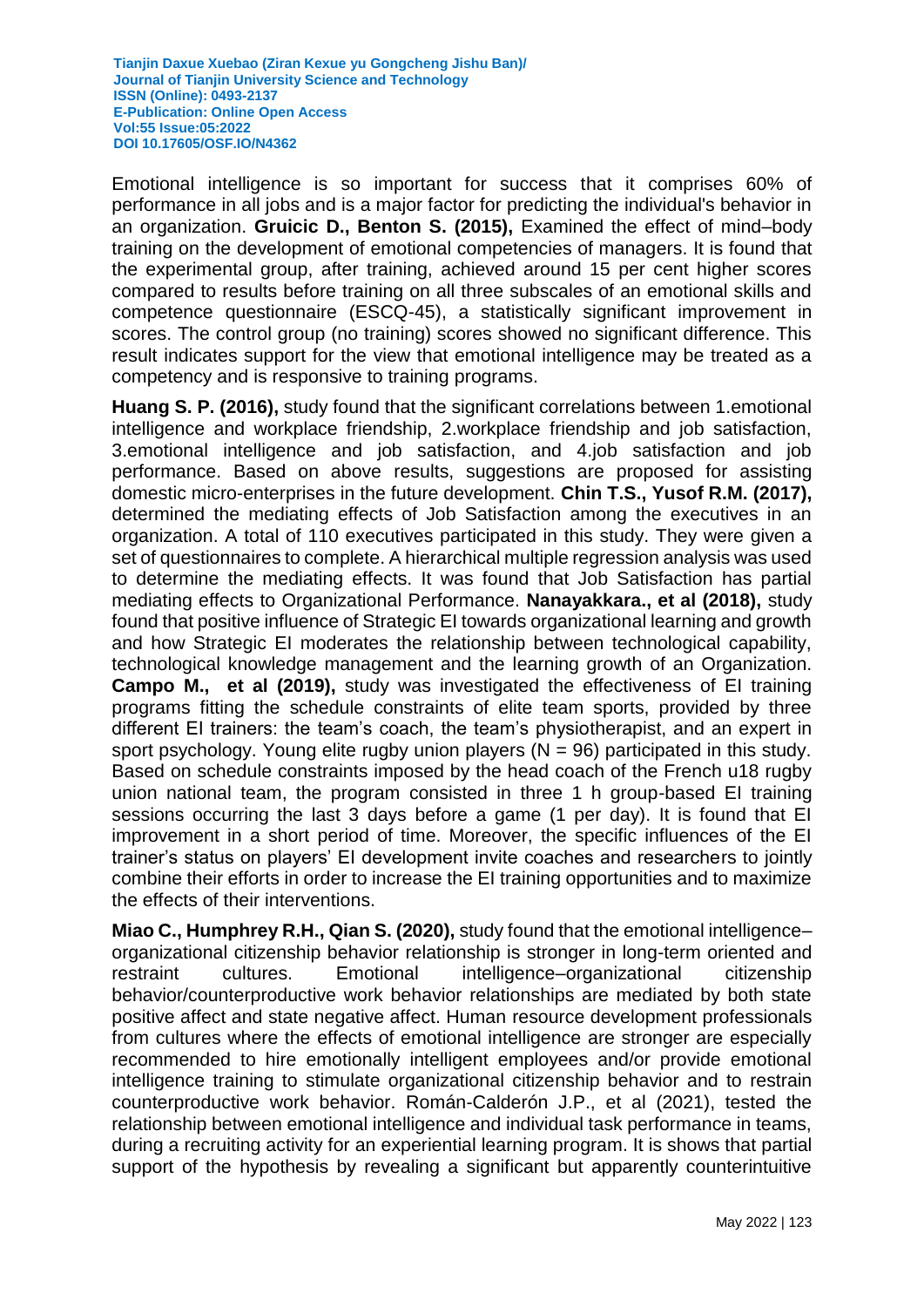Emotional intelligence is so important for success that it comprises 60% of performance in all jobs and is a major factor for predicting the individual's behavior in an organization. **Gruicic D., Benton S. (2015),** Examined the effect of mind–body training on the development of emotional competencies of managers. It is found that the experimental group, after training, achieved around 15 per cent higher scores compared to results before training on all three subscales of an emotional skills and competence questionnaire (ESCQ-45), a statistically significant improvement in scores. The control group (no training) scores showed no significant difference. This result indicates support for the view that emotional intelligence may be treated as a competency and is responsive to training programs.

**Huang S. P. (2016),** study found that the significant correlations between 1.emotional intelligence and workplace friendship, 2.workplace friendship and job satisfaction, 3.emotional intelligence and job satisfaction, and 4.job satisfaction and job performance. Based on above results, suggestions are proposed for assisting domestic micro-enterprises in the future development. **Chin T.S., Yusof R.M. (2017),** determined the mediating effects of Job Satisfaction among the executives in an organization. A total of 110 executives participated in this study. They were given a set of questionnaires to complete. A hierarchical multiple regression analysis was used to determine the mediating effects. It was found that Job Satisfaction has partial mediating effects to Organizational Performance. **Nanayakkara., et al (2018),** study found that positive influence of Strategic EI towards organizational learning and growth and how Strategic EI moderates the relationship between technological capability, technological knowledge management and the learning growth of an Organization. **Campo M., et al (2019),** study was investigated the effectiveness of EI training programs fitting the schedule constraints of elite team sports, provided by three different EI trainers: the team's coach, the team's physiotherapist, and an expert in sport psychology. Young elite rugby union players (N = 96) participated in this study. Based on schedule constraints imposed by the head coach of the French u18 rugby union national team, the program consisted in three 1 h group-based EI training sessions occurring the last 3 days before a game (1 per day). It is found that EI improvement in a short period of time. Moreover, the specific influences of the EI trainer's status on players' EI development invite coaches and researchers to jointly combine their efforts in order to increase the EI training opportunities and to maximize the effects of their interventions.

**Miao C., Humphrey R.H., Qian S. (2020),** study found that the emotional intelligence–organizational citizenship behavior relationship is stronger in long-term oriented and restraint cultures. Emotional intelligence–organizational citizenship behavior/counterproductive work behavior relationships are mediated by both state positive affect and state negative affect. Human resource development professionals from cultures where the effects of emotional intelligence are stronger are especially recommended to hire emotionally intelligent employees and/or provide emotional intelligence training to stimulate organizational citizenship behavior and to restrain counterproductive work behavior. Román-Calderón J.P., et al (2021), tested the relationship between emotional intelligence and individual task performance in teams, during a recruiting activity for an experiential learning program. It is shows that partial support of the hypothesis by revealing a significant but apparently counterintuitive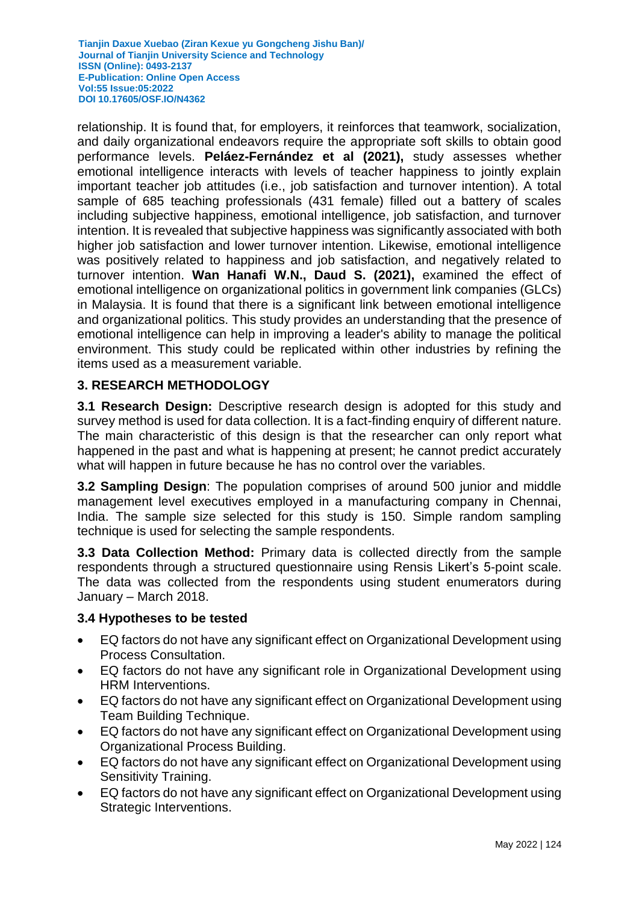relationship. It is found that, for employers, it reinforces that teamwork, socialization, and daily organizational endeavors require the appropriate soft skills to obtain good performance levels. **Peláez-Fernández et al (2021),** study assesses whether emotional intelligence interacts with levels of teacher happiness to jointly explain important teacher job attitudes (i.e., job satisfaction and turnover intention). A total sample of 685 teaching professionals (431 female) filled out a battery of scales including subjective happiness, emotional intelligence, job satisfaction, and turnover intention. It is revealed that subjective happiness was significantly associated with both higher job satisfaction and lower turnover intention. Likewise, emotional intelligence was positively related to happiness and job satisfaction, and negatively related to turnover intention. **Wan Hanafi W.N., Daud S. (2021),** examined the effect of emotional intelligence on organizational politics in government link companies (GLCs) in Malaysia. It is found that there is a significant link between emotional intelligence and organizational politics. This study provides an understanding that the presence of emotional intelligence can help in improving a leader's ability to manage the political environment. This study could be replicated within other industries by refining the items used as a measurement variable.

## 3. RESEARCH METHODOLOGY

**3.1 Research Design:** Descriptive research design is adopted for this study and survey method is used for data collection. It is a fact-finding enquiry of different nature. The main characteristic of this design is that the researcher can only report what happened in the past and what is happening at present; he cannot predict accurately what will happen in future because he has no control over the variables.

**3.2 Sampling Design**: The population comprises of around 500 junior and middle management level executives employed in a manufacturing company in Chennai, India. The sample size selected for this study is 150. Simple random sampling technique is used for selecting the sample respondents.

**3.3 Data Collection Method:** Primary data is collected directly from the sample respondents through a structured questionnaire using Rensis Likert's 5-point scale. The data was collected from the respondents using student enumerators during January – March 2018.

### 3.4 Hypotheses to be tested

- EQ factors do not have any significant effect on Organizational Development using Process Consultation.
- EQ factors do not have any significant role in Organizational Development using HRM Interventions.
- EQ factors do not have any significant effect on Organizational Development using Team Building Technique.
- EQ factors do not have any significant effect on Organizational Development using Organizational Process Building.
- EQ factors do not have any significant effect on Organizational Development using Sensitivity Training.
- EQ factors do not have any significant effect on Organizational Development using Strategic Interventions.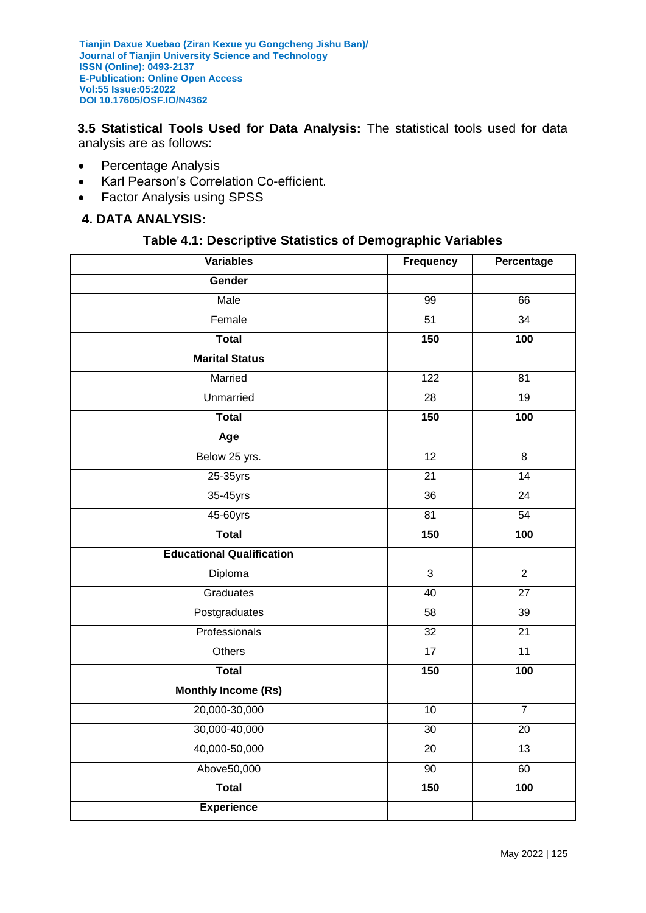**3.5 Statistical Tools Used for Data Analysis:** The statistical tools used for data analysis are as follows:

- Percentage Analysis
- Karl Pearson's Correlation Co-efficient.
- Factor Analysis using SPSS

## 4. DATA ANALYSIS:

**Table 4.1: Descriptive Statistics of Demographic Variables**

| Variables | Frequency | Percentage |
|---|---|---|
| **Gender** | | |
| Male | 99 | 66 |
| Female | 51 | 34 |
| **Total** | **150** | **100** |
| **Marital Status** | | |
| Married | 122 | 81 |
| Unmarried | 28 | 19 |
| **Total** | **150** | **100** |
| **Age** | | |
| Below 25 yrs. | 12 | 8 |
| 25-35yrs | 21 | 14 |
| 35-45yrs | 36 | 24 |
| 45-60yrs | 81 | 54 |
| **Total** | **150** | **100** |
| **Educational Qualification** | | |
| Diploma | 3 | 2 |
| Graduates | 40 | 27 |
| Postgraduates | 58 | 39 |
| Professionals | 32 | 21 |
| Others | 17 | 11 |
| **Total** | **150** | **100** |
| **Monthly Income (Rs)** | | |
| 20,000-30,000 | 10 | 7 |
| 30,000-40,000 | 30 | 20 |
| 40,000-50,000 | 20 | 13 |
| Above50,000 | 90 | 60 |
| **Total** | **150** | **100** |
| **Experience** | | |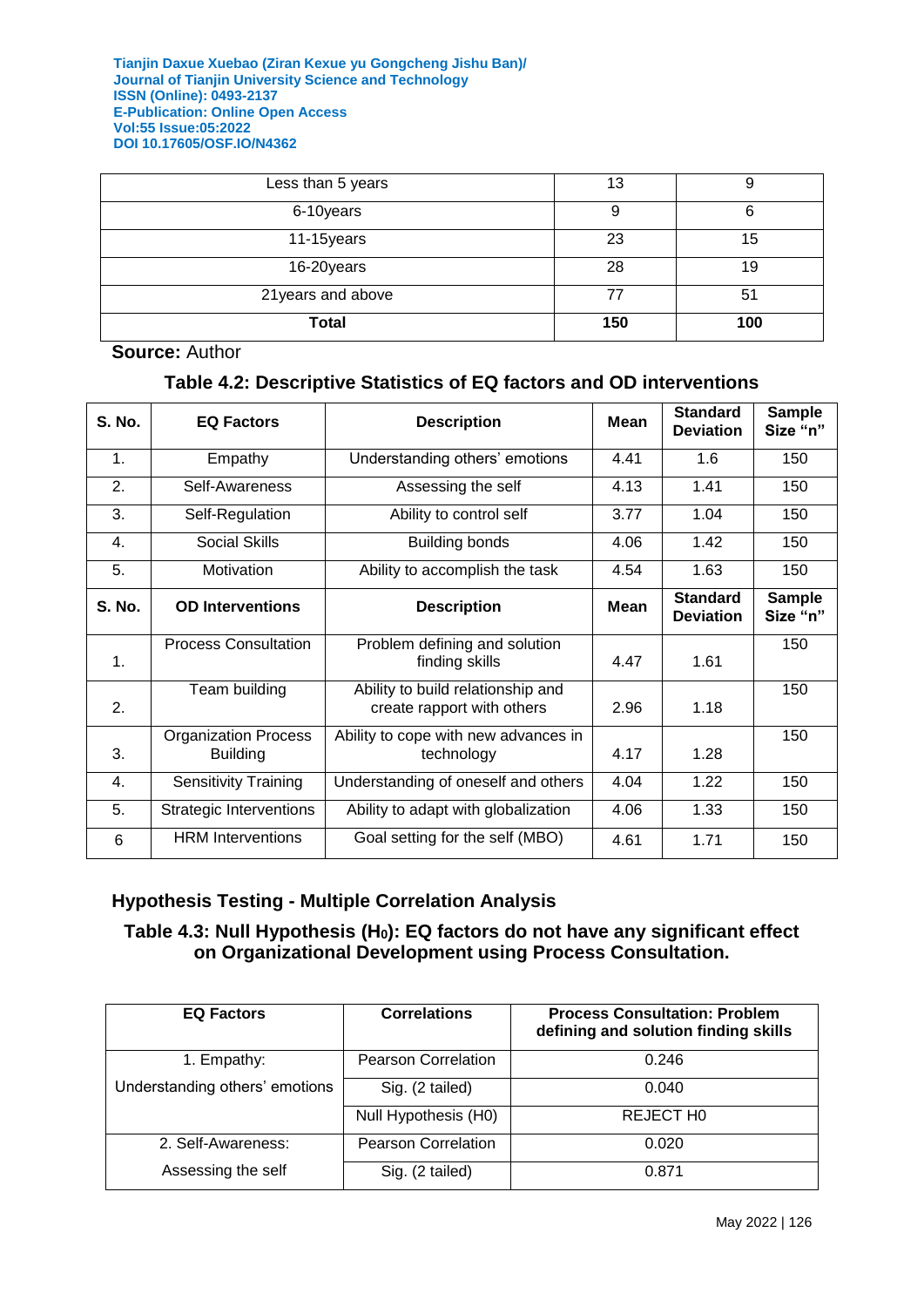| Less than 5 years | 13 | 9 |
|---|---|---|
| 6-10years | 9 | 6 |
| 11-15years | 23 | 15 |
| 16-20years | 28 | 19 |
| 21years and above | 77 | 51 |
| **Total** | **150** | **100** |

**Source:** Author

### Table 4.2: Descriptive Statistics of EQ factors and OD interventions

| S. No. | EQ Factors | Description | Mean | Standard Deviation | Sample Size "n" |
|---|---|---|---|---|---|
| 1. | Empathy | Understanding others' emotions | 4.41 | 1.6 | 150 |
| 2. | Self-Awareness | Assessing the self | 4.13 | 1.41 | 150 |
| 3. | Self-Regulation | Ability to control self | 3.77 | 1.04 | 150 |
| 4. | Social Skills | Building bonds | 4.06 | 1.42 | 150 |
| 5. | Motivation | Ability to accomplish the task | 4.54 | 1.63 | 150 |
| **S. No.** | **OD Interventions** | **Description** | **Mean** | **Standard Deviation** | **Sample Size "n"** |
| 1. | Process Consultation | Problem defining and solution finding skills | 4.47 | 1.61 | 150 |
| 2. | Team building | Ability to build relationship and create rapport with others | 2.96 | 1.18 | 150 |
| 3. | Organization Process Building | Ability to cope with new advances in technology | 4.17 | 1.28 | 150 |
| 4. | Sensitivity Training | Understanding of oneself and others | 4.04 | 1.22 | 150 |
| 5. | Strategic Interventions | Ability to adapt with globalization | 4.06 | 1.33 | 150 |
| 6 | HRM Interventions | Goal setting for the self (MBO) | 4.61 | 1.71 | 150 |

## Hypothesis Testing - Multiple Correlation Analysis

### Table 4.3: Null Hypothesis ($H_0$): EQ factors do not have any significant effect on Organizational Development using Process Consultation.

| EQ Factors | Correlations | Process Consultation: Problem defining and solution finding skills |
|---|---|---|
| 1. Empathy: Understanding others' emotions | Pearson Correlation | 0.246 |
| | Sig. (2 tailed) | 0.040 |
| | Null Hypothesis (H0) | REJECT H0 |
| 2. Self-Awareness: Assessing the self | Pearson Correlation | 0.020 |
| | Sig. (2 tailed) | 0.871 |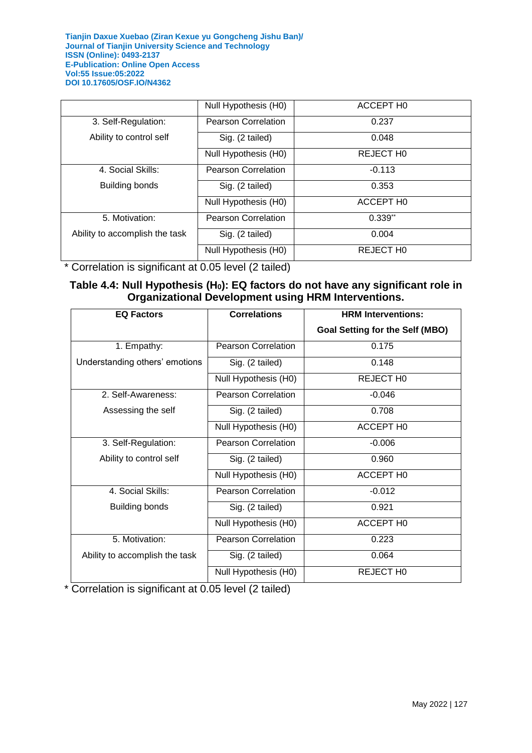| | Null Hypothesis (H0) | ACCEPT H0 |
|---|---|---|
| 3. Self-Regulation: Ability to control self | Pearson Correlation | 0.237 |
| | Sig. (2 tailed) | 0.048 |
| | Null Hypothesis (H0) | REJECT H0 |
| 4. Social Skills: Building bonds | Pearson Correlation | -0.113 |
| | Sig. (2 tailed) | 0.353 |
| | Null Hypothesis (H0) | ACCEPT H0 |
| 5. Motivation: Ability to accomplish the task | Pearson Correlation | 0.339** |
| | Sig. (2 tailed) | 0.004 |
| | Null Hypothesis (H0) | REJECT H0 |

* Correlation is significant at 0.05 level (2 tailed)

**Table 4.4: Null Hypothesis ($H_0$): EQ factors do not have any significant role in Organizational Development using HRM Interventions.**

| EQ Factors | Correlations | HRM Interventions: Goal Setting for the Self (MBO) |
|---|---|---|
| 1. Empathy: Understanding others' emotions | Pearson Correlation | 0.175 |
| | Sig. (2 tailed) | 0.148 |
| | Null Hypothesis (H0) | REJECT H0 |
| 2. Self-Awareness: Assessing the self | Pearson Correlation | -0.046 |
| | Sig. (2 tailed) | 0.708 |
| | Null Hypothesis (H0) | ACCEPT H0 |
| 3. Self-Regulation: Ability to control self | Pearson Correlation | -0.006 |
| | Sig. (2 tailed) | 0.960 |
| | Null Hypothesis (H0) | ACCEPT H0 |
| 4. Social Skills: Building bonds | Pearson Correlation | -0.012 |
| | Sig. (2 tailed) | 0.921 |
| | Null Hypothesis (H0) | ACCEPT H0 |
| 5. Motivation: Ability to accomplish the task | Pearson Correlation | 0.223 |
| | Sig. (2 tailed) | 0.064 |
| | Null Hypothesis (H0) | REJECT H0 |

* Correlation is significant at 0.05 level (2 tailed)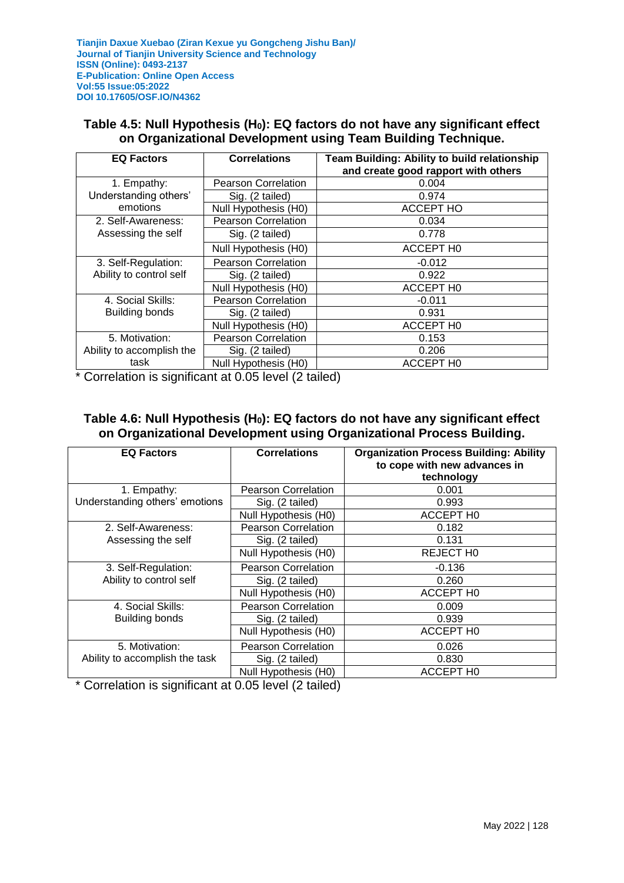**Table 4.5: Null Hypothesis ($H_0$): EQ factors do not have any significant effect on Organizational Development using Team Building Technique.**

| EQ Factors | Correlations | Team Building: Ability to build relationship and create good rapport with others |
|---|---|---|
| 1. Empathy: Understanding others' emotions | Pearson Correlation | 0.004 |
| | Sig. (2 tailed) | 0.974 |
| | Null Hypothesis (H0) | ACCEPT HO |
| 2. Self-Awareness: Assessing the self | Pearson Correlation | 0.034 |
| | Sig. (2 tailed) | 0.778 |
| | Null Hypothesis (H0) | ACCEPT H0 |
| 3. Self-Regulation: Ability to control self | Pearson Correlation | -0.012 |
| | Sig. (2 tailed) | 0.922 |
| | Null Hypothesis (H0) | ACCEPT H0 |
| 4. Social Skills: Building bonds | Pearson Correlation | -0.011 |
| | Sig. (2 tailed) | 0.931 |
| | Null Hypothesis (H0) | ACCEPT H0 |
| 5. Motivation: Ability to accomplish the task | Pearson Correlation | 0.153 |
| | Sig. (2 tailed) | 0.206 |
| | Null Hypothesis (H0) | ACCEPT H0 |

* Correlation is significant at 0.05 level (2 tailed)

**Table 4.6: Null Hypothesis ($H_0$): EQ factors do not have any significant effect on Organizational Development using Organizational Process Building.**

| EQ Factors | Correlations | Organization Process Building: Ability to cope with new advances in technology |
|---|---|---|
| 1. Empathy: Understanding others' emotions | Pearson Correlation | 0.001 |
| | Sig. (2 tailed) | 0.993 |
| | Null Hypothesis (H0) | ACCEPT H0 |
| 2. Self-Awareness: Assessing the self | Pearson Correlation | 0.182 |
| | Sig. (2 tailed) | 0.131 |
| | Null Hypothesis (H0) | REJECT H0 |
| 3. Self-Regulation: Ability to control self | Pearson Correlation | -0.136 |
| | Sig. (2 tailed) | 0.260 |
| | Null Hypothesis (H0) | ACCEPT H0 |
| 4. Social Skills: Building bonds | Pearson Correlation | 0.009 |
| | Sig. (2 tailed) | 0.939 |
| | Null Hypothesis (H0) | ACCEPT H0 |
| 5. Motivation: Ability to accomplish the task | Pearson Correlation | 0.026 |
| | Sig. (2 tailed) | 0.830 |
| | Null Hypothesis (H0) | ACCEPT H0 |

* Correlation is significant at 0.05 level (2 tailed)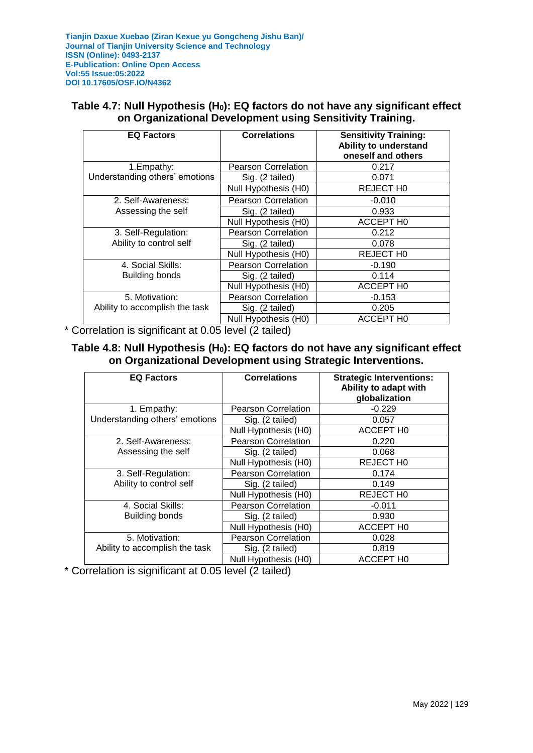**Table 4.7: Null Hypothesis ($H_0$): EQ factors do not have any significant effect on Organizational Development using Sensitivity Training.**

| EQ Factors | Correlations | Sensitivity Training: Ability to understand oneself and others |
|---|---|---|
| 1.Empathy: Understanding others' emotions | Pearson Correlation | 0.217 |
| | Sig. (2 tailed) | 0.071 |
| | Null Hypothesis (H0) | REJECT H0 |
| 2. Self-Awareness: Assessing the self | Pearson Correlation | -0.010 |
| | Sig. (2 tailed) | 0.933 |
| | Null Hypothesis (H0) | ACCEPT H0 |
| 3. Self-Regulation: Ability to control self | Pearson Correlation | 0.212 |
| | Sig. (2 tailed) | 0.078 |
| | Null Hypothesis (H0) | REJECT H0 |
| 4. Social Skills: Building bonds | Pearson Correlation | -0.190 |
| | Sig. (2 tailed) | 0.114 |
| | Null Hypothesis (H0) | ACCEPT H0 |
| 5. Motivation: Ability to accomplish the task | Pearson Correlation | -0.153 |
| | Sig. (2 tailed) | 0.205 |
| | Null Hypothesis (H0) | ACCEPT H0 |

* Correlation is significant at 0.05 level (2 tailed)

**Table 4.8: Null Hypothesis ($H_0$): EQ factors do not have any significant effect on Organizational Development using Strategic Interventions.**

| EQ Factors | Correlations | Strategic Interventions: Ability to adapt with globalization |
|---|---|---|
| 1. Empathy: Understanding others' emotions | Pearson Correlation | -0.229 |
| | Sig. (2 tailed) | 0.057 |
| | Null Hypothesis (H0) | ACCEPT H0 |
| 2. Self-Awareness: Assessing the self | Pearson Correlation | 0.220 |
| | Sig. (2 tailed) | 0.068 |
| | Null Hypothesis (H0) | REJECT H0 |
| 3. Self-Regulation: Ability to control self | Pearson Correlation | 0.174 |
| | Sig. (2 tailed) | 0.149 |
| | Null Hypothesis (H0) | REJECT H0 |
| 4. Social Skills: Building bonds | Pearson Correlation | -0.011 |
| | Sig. (2 tailed) | 0.930 |
| | Null Hypothesis (H0) | ACCEPT H0 |
| 5. Motivation: Ability to accomplish the task | Pearson Correlation | 0.028 |
| | Sig. (2 tailed) | 0.819 |
| | Null Hypothesis (H0) | ACCEPT H0 |

* Correlation is significant at 0.05 level (2 tailed)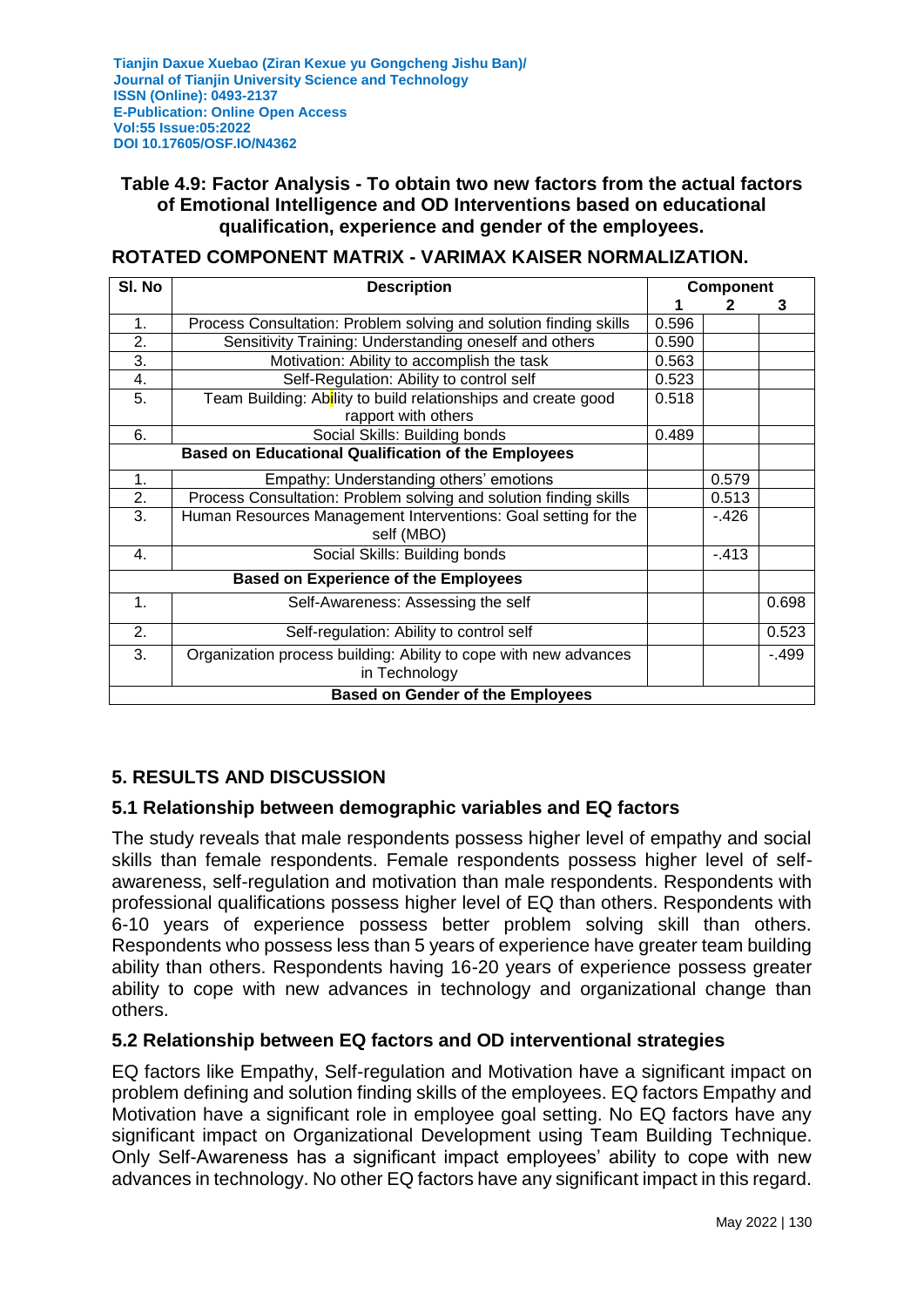**Table 4.9: Factor Analysis - To obtain two new factors from the actual factors of Emotional Intelligence and OD Interventions based on educational qualification, experience and gender of the employees.**

**ROTATED COMPONENT MATRIX - VARIMAX KAISER NORMALIZATION.**

| Sl. No | Description | Component | | |
|---|---|---|---|---|
| | | 1 | 2 | 3 |
| 1. | Process Consultation: Problem solving and solution finding skills | 0.596 | | |
| 2. | Sensitivity Training: Understanding oneself and others | 0.590 | | |
| 3. | Motivation: Ability to accomplish the task | 0.563 | | |
| 4. | Self-Regulation: Ability to control self | 0.523 | | |
| 5. | Team Building: Ability to build relationships and create good rapport with others | 0.518 | | |
| 6. | Social Skills: Building bonds | 0.489 | | |
| | **Based on Educational Qualification of the Employees** | | | |
| 1. | Empathy: Understanding others' emotions | | 0.579 | |
| 2. | Process Consultation: Problem solving and solution finding skills | | 0.513 | |
| 3. | Human Resources Management Interventions: Goal setting for the self (MBO) | | -.426 | |
| 4. | Social Skills: Building bonds | | -.413 | |
| | **Based on Experience of the Employees** | | | |
| 1. | Self-Awareness: Assessing the self | | | 0.698 |
| 2. | Self-regulation: Ability to control self | | | 0.523 |
| 3. | Organization process building: Ability to cope with new advances in Technology | | | -.499 |
| | **Based on Gender of the Employees** | | | |

## 5. RESULTS AND DISCUSSION

### 5.1 Relationship between demographic variables and EQ factors

The study reveals that male respondents possess higher level of empathy and social skills than female respondents. Female respondents possess higher level of self-awareness, self-regulation and motivation than male respondents. Respondents with professional qualifications possess higher level of EQ than others. Respondents with 6-10 years of experience possess better problem solving skill than others. Respondents who possess less than 5 years of experience have greater team building ability than others. Respondents having 16-20 years of experience possess greater ability to cope with new advances in technology and organizational change than others.

### 5.2 Relationship between EQ factors and OD interventional strategies

EQ factors like Empathy, Self-regulation and Motivation have a significant impact on problem defining and solution finding skills of the employees. EQ factors Empathy and Motivation have a significant role in employee goal setting. No EQ factors have any significant impact on Organizational Development using Team Building Technique. Only Self-Awareness has a significant impact employees' ability to cope with new advances in technology. No other EQ factors have any significant impact in this regard.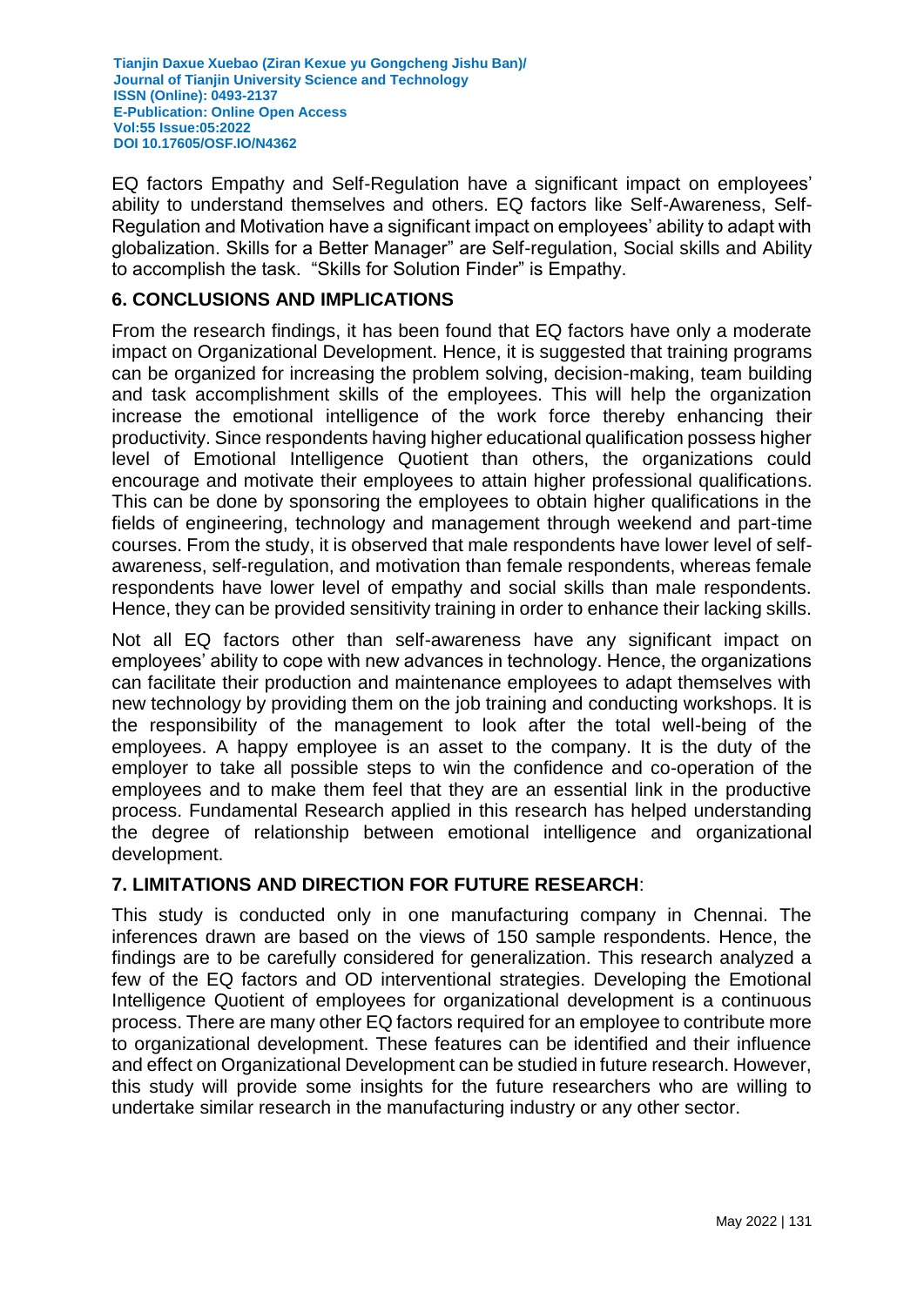EQ factors Empathy and Self-Regulation have a significant impact on employees' ability to understand themselves and others. EQ factors like Self-Awareness, Self-Regulation and Motivation have a significant impact on employees' ability to adapt with globalization. Skills for a Better Manager" are Self-regulation, Social skills and Ability to accomplish the task. "Skills for Solution Finder" is Empathy.

## 6. CONCLUSIONS AND IMPLICATIONS

From the research findings, it has been found that EQ factors have only a moderate impact on Organizational Development. Hence, it is suggested that training programs can be organized for increasing the problem solving, decision-making, team building and task accomplishment skills of the employees. This will help the organization increase the emotional intelligence of the work force thereby enhancing their productivity. Since respondents having higher educational qualification possess higher level of Emotional Intelligence Quotient than others, the organizations could encourage and motivate their employees to attain higher professional qualifications. This can be done by sponsoring the employees to obtain higher qualifications in the fields of engineering, technology and management through weekend and part-time courses. From the study, it is observed that male respondents have lower level of self-awareness, self-regulation, and motivation than female respondents, whereas female respondents have lower level of empathy and social skills than male respondents. Hence, they can be provided sensitivity training in order to enhance their lacking skills.

Not all EQ factors other than self-awareness have any significant impact on employees' ability to cope with new advances in technology. Hence, the organizations can facilitate their production and maintenance employees to adapt themselves with new technology by providing them on the job training and conducting workshops. It is the responsibility of the management to look after the total well-being of the employees. A happy employee is an asset to the company. It is the duty of the employer to take all possible steps to win the confidence and co-operation of the employees and to make them feel that they are an essential link in the productive process. Fundamental Research applied in this research has helped understanding the degree of relationship between emotional intelligence and organizational development.

## 7. LIMITATIONS AND DIRECTION FOR FUTURE RESEARCH:

This study is conducted only in one manufacturing company in Chennai. The inferences drawn are based on the views of 150 sample respondents. Hence, the findings are to be carefully considered for generalization. This research analyzed a few of the EQ factors and OD interventional strategies. Developing the Emotional Intelligence Quotient of employees for organizational development is a continuous process. There are many other EQ factors required for an employee to contribute more to organizational development. These features can be identified and their influence and effect on Organizational Development can be studied in future research. However, this study will provide some insights for the future researchers who are willing to undertake similar research in the manufacturing industry or any other sector.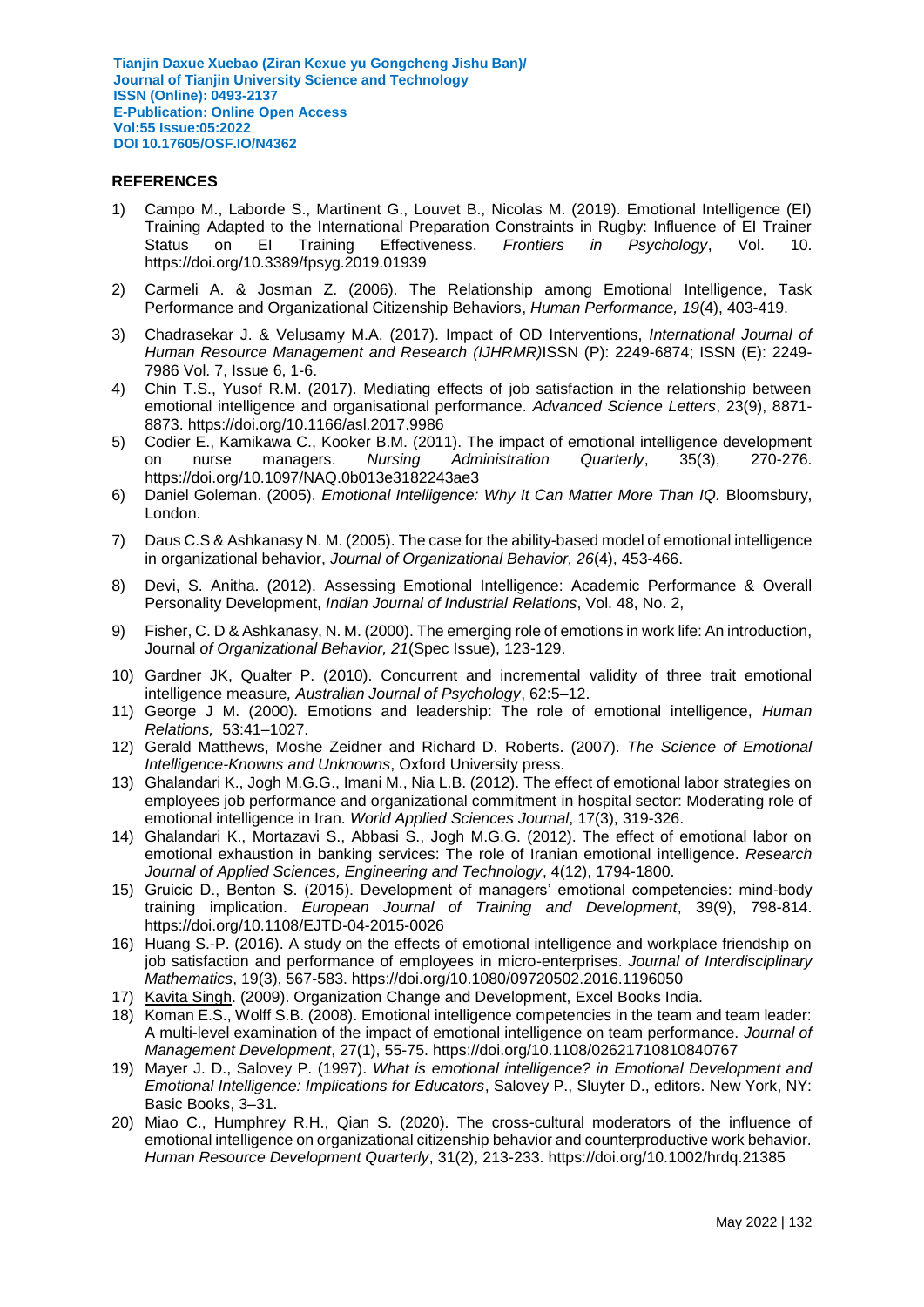## REFERENCES

1) Campo M., Laborde S., Martinent G., Louvet B., Nicolas M. (2019). Emotional Intelligence (EI) Training Adapted to the International Preparation Constraints in Rugby: Influence of EI Trainer Status on EI Training Effectiveness. *Frontiers in Psychology*, Vol. 10. https://doi.org/10.3389/fpsyg.2019.01939
2) Carmeli A. & Josman Z. (2006). The Relationship among Emotional Intelligence, Task Performance and Organizational Citizenship Behaviors, *Human Performance, 19*(4), 403-419.
3) Chadrasekar J. & Velusamy M.A. (2017). Impact of OD Interventions, *International Journal of Human Resource Management and Research (IJHRMR)*ISSN (P): 2249-6874; ISSN (E): 2249-7986 Vol. 7, Issue 6, 1-6.
4) Chin T.S., Yusof R.M. (2017). Mediating effects of job satisfaction in the relationship between emotional intelligence and organisational performance. *Advanced Science Letters*, 23(9), 8871-8873. https://doi.org/10.1166/asl.2017.9986
5) Codier E., Kamikawa C., Kooker B.M. (2011). The impact of emotional intelligence development on nurse managers. *Nursing Administration Quarterly*, 35(3), 270-276. https://doi.org/10.1097/NAQ.0b013e3182243ae3
6) Daniel Goleman. (2005). *Emotional Intelligence: Why It Can Matter More Than IQ.* Bloomsbury, London.
7) Daus C.S & Ashkanasy N. M. (2005). The case for the ability-based model of emotional intelligence in organizational behavior, *Journal of Organizational Behavior, 26*(4), 453-466.
8) Devi, S. Anitha. (2012). Assessing Emotional Intelligence: Academic Performance & Overall Personality Development, *Indian Journal of Industrial Relations*, Vol. 48, No. 2,
9) Fisher, C. D & Ashkanasy, N. M. (2000). The emerging role of emotions in work life: An introduction, Journal *of Organizational Behavior, 21*(Spec Issue), 123-129.
10) Gardner JK, Qualter P. (2010). Concurrent and incremental validity of three trait emotional intelligence measure*, Australian Journal of Psychology*, 62:5–12.
11) George J M. (2000). Emotions and leadership: The role of emotional intelligence, *Human Relations,* 53:41–1027.
12) Gerald Matthews, Moshe Zeidner and Richard D. Roberts. (2007). *The Science of Emotional Intelligence-Knowns and Unknowns*, Oxford University press.
13) Ghalandari K., Jogh M.G.G., Imani M., Nia L.B. (2012). The effect of emotional labor strategies on employees job performance and organizational commitment in hospital sector: Moderating role of emotional intelligence in Iran. *World Applied Sciences Journal*, 17(3), 319-326.
14) Ghalandari K., Mortazavi S., Abbasi S., Jogh M.G.G. (2012). The effect of emotional labor on emotional exhaustion in banking services: The role of Iranian emotional intelligence. *Research Journal of Applied Sciences, Engineering and Technology*, 4(12), 1794-1800.
15) Gruicic D., Benton S. (2015). Development of managers' emotional competencies: mind-body training implication. *European Journal of Training and Development*, 39(9), 798-814. https://doi.org/10.1108/EJTD-04-2015-0026
16) Huang S.-P. (2016). A study on the effects of emotional intelligence and workplace friendship on job satisfaction and performance of employees in micro-enterprises. *Journal of Interdisciplinary Mathematics*, 19(3), 567-583. https://doi.org/10.1080/09720502.2016.1196050
17) Kavita Singh. (2009). Organization Change and Development, Excel Books India.
18) Koman E.S., Wolff S.B. (2008). Emotional intelligence competencies in the team and team leader: A multi-level examination of the impact of emotional intelligence on team performance. *Journal of Management Development*, 27(1), 55-75. https://doi.org/10.1108/02621710810840767
19) Mayer J. D., Salovey P. (1997). *What is emotional intelligence? in Emotional Development and Emotional Intelligence: Implications for Educators*, Salovey P., Sluyter D., editors. New York, NY: Basic Books, 3–31.
20) Miao C., Humphrey R.H., Qian S. (2020). The cross-cultural moderators of the influence of emotional intelligence on organizational citizenship behavior and counterproductive work behavior. *Human Resource Development Quarterly*, 31(2), 213-233. https://doi.org/10.1002/hrdq.21385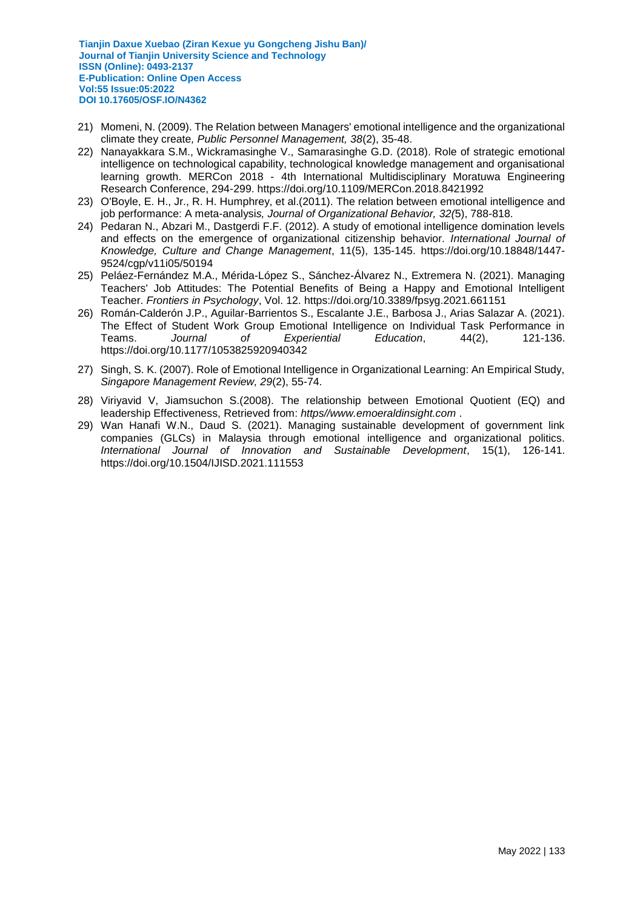21) Momeni, N. (2009). The Relation between Managers' emotional intelligence and the organizational climate they create*, Public Personnel Management, 38*(2), 35-48.
22) Nanayakkara S.M., Wickramasinghe V., Samarasinghe G.D. (2018). Role of strategic emotional intelligence on technological capability, technological knowledge management and organisational learning growth. MERCon 2018 - 4th International Multidisciplinary Moratuwa Engineering Research Conference, 294-299. https://doi.org/10.1109/MERCon.2018.8421992
23) O'Boyle, E. H., Jr., R. H. Humphrey, et al.(2011). The relation between emotional intelligence and job performance: A meta-analysis*, Journal of Organizational Behavior, 32(*5), 788-818.
24) Pedaran N., Abzari M., Dastgerdi F.F. (2012). A study of emotional intelligence domination levels and effects on the emergence of organizational citizenship behavior. *International Journal of Knowledge, Culture and Change Management*, 11(5), 135-145. https://doi.org/10.18848/1447-9524/cgp/v11i05/50194
25) Peláez-Fernández M.A., Mérida-López S., Sánchez-Álvarez N., Extremera N. (2021). Managing Teachers' Job Attitudes: The Potential Benefits of Being a Happy and Emotional Intelligent Teacher. *Frontiers in Psychology*, Vol. 12. https://doi.org/10.3389/fpsyg.2021.661151
26) Román-Calderón J.P., Aguilar-Barrientos S., Escalante J.E., Barbosa J., Arias Salazar A. (2021). The Effect of Student Work Group Emotional Intelligence on Individual Task Performance in Teams. *Journal of Experiential Education*, 44(2), 121-136. https://doi.org/10.1177/1053825920940342
27) Singh, S. K. (2007). Role of Emotional Intelligence in Organizational Learning: An Empirical Study, *Singapore Management Review, 29*(2), 55-74.
28) Viriyavid V, Jiamsuchon S.(2008). The relationship between Emotional Quotient (EQ) and leadership Effectiveness, Retrieved from: *https//www.emoeraldinsight.com* .
29) Wan Hanafi W.N., Daud S. (2021). Managing sustainable development of government link companies (GLCs) in Malaysia through emotional intelligence and organizational politics. *International Journal of Innovation and Sustainable Development*, 15(1), 126-141. https://doi.org/10.1504/IJISD.2021.111553